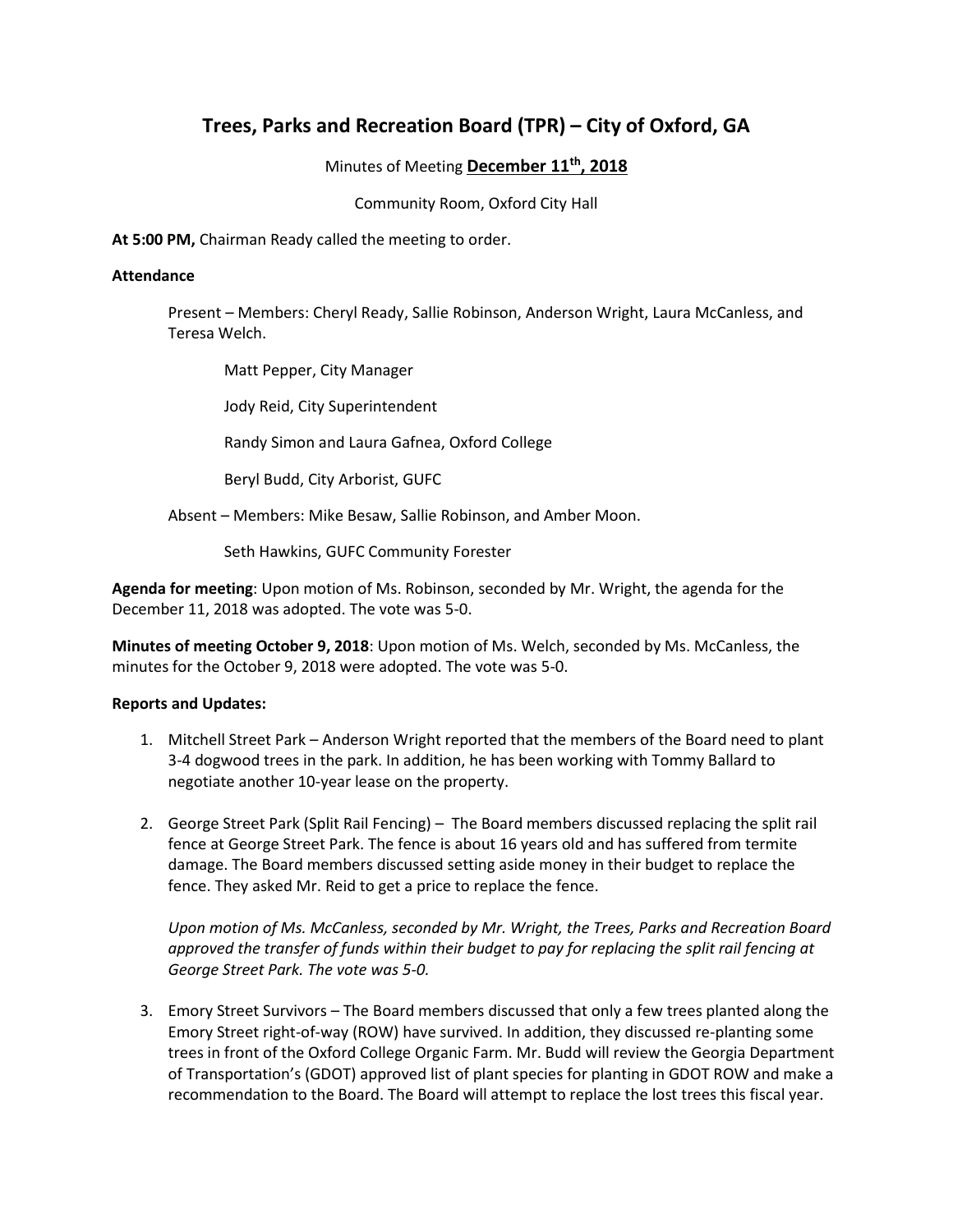# Trees, Parks and Recreation Board (TPR) – City of Oxford, GA

Minutes of Meeting **December 11th, 2018**

Community Room, Oxford City Hall

**At 5:00 PM,** Chairman Ready called the meeting to order.

**Attendance**

Present – Members: Cheryl Ready, Sallie Robinson, Anderson Wright, Laura McCanless, and Teresa Welch.

Matt Pepper, City Manager

Jody Reid, City Superintendent

Randy Simon and Laura Gafnea, Oxford College

Beryl Budd, City Arborist, GUFC

Absent – Members: Mike Besaw, Sallie Robinson, and Amber Moon.

Seth Hawkins, GUFC Community Forester

**Agenda for meeting**: Upon motion of Ms. Robinson, seconded by Mr. Wright, the agenda for the December 11, 2018 was adopted. The vote was 5-0.

**Minutes of meeting October 9, 2018**: Upon motion of Ms. Welch, seconded by Ms. McCanless, the minutes for the October 9, 2018 were adopted. The vote was 5-0.

**Reports and Updates:**

1. Mitchell Street Park – Anderson Wright reported that the members of the Board need to plant 3-4 dogwood trees in the park. In addition, he has been working with Tommy Ballard to negotiate another 10-year lease on the property.

2. George Street Park (Split Rail Fencing) – The Board members discussed replacing the split rail fence at George Street Park. The fence is about 16 years old and has suffered from termite damage. The Board members discussed setting aside money in their budget to replace the fence. They asked Mr. Reid to get a price to replace the fence.

   *Upon motion of Ms. McCanless, seconded by Mr. Wright, the Trees, Parks and Recreation Board approved the transfer of funds within their budget to pay for replacing the split rail fencing at George Street Park. The vote was 5-0.*

3. Emory Street Survivors – The Board members discussed that only a few trees planted along the Emory Street right-of-way (ROW) have survived. In addition, they discussed re-planting some trees in front of the Oxford College Organic Farm. Mr. Budd will review the Georgia Department of Transportation's (GDOT) approved list of plant species for planting in GDOT ROW and make a recommendation to the Board. The Board will attempt to replace the lost trees this fiscal year.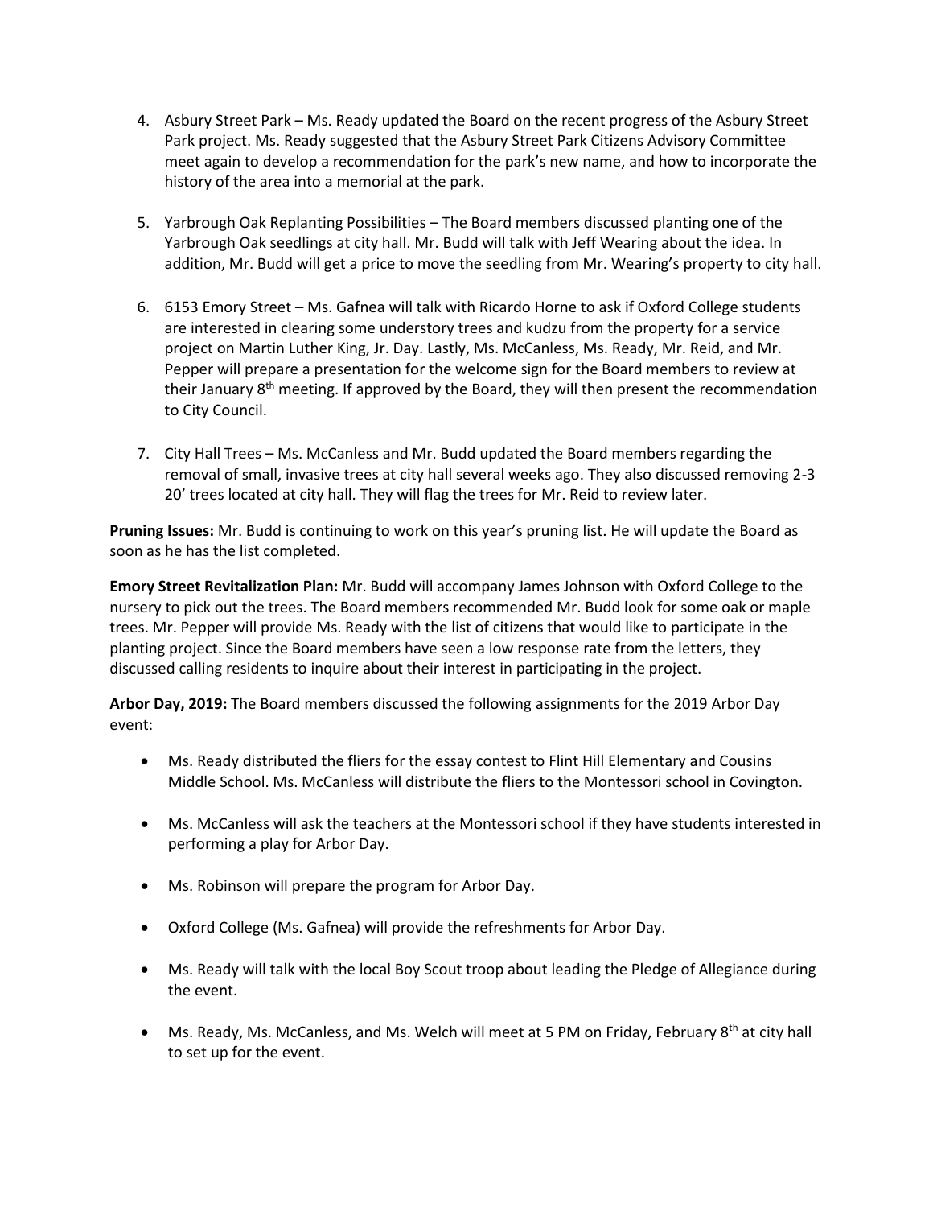4. Asbury Street Park – Ms. Ready updated the Board on the recent progress of the Asbury Street Park project. Ms. Ready suggested that the Asbury Street Park Citizens Advisory Committee meet again to develop a recommendation for the park's new name, and how to incorporate the history of the area into a memorial at the park.

5. Yarbrough Oak Replanting Possibilities – The Board members discussed planting one of the Yarbrough Oak seedlings at city hall. Mr. Budd will talk with Jeff Wearing about the idea. In addition, Mr. Budd will get a price to move the seedling from Mr. Wearing's property to city hall.

6. 6153 Emory Street – Ms. Gafnea will talk with Ricardo Horne to ask if Oxford College students are interested in clearing some understory trees and kudzu from the property for a service project on Martin Luther King, Jr. Day. Lastly, Ms. McCanless, Ms. Ready, Mr. Reid, and Mr. Pepper will prepare a presentation for the welcome sign for the Board members to review at their January 8th meeting. If approved by the Board, they will then present the recommendation to City Council.

7. City Hall Trees – Ms. McCanless and Mr. Budd updated the Board members regarding the removal of small, invasive trees at city hall several weeks ago. They also discussed removing 2-3 20' trees located at city hall. They will flag the trees for Mr. Reid to review later.

**Pruning Issues:** Mr. Budd is continuing to work on this year's pruning list. He will update the Board as soon as he has the list completed.

**Emory Street Revitalization Plan:** Mr. Budd will accompany James Johnson with Oxford College to the nursery to pick out the trees. The Board members recommended Mr. Budd look for some oak or maple trees. Mr. Pepper will provide Ms. Ready with the list of citizens that would like to participate in the planting project. Since the Board members have seen a low response rate from the letters, they discussed calling residents to inquire about their interest in participating in the project.

**Arbor Day, 2019:** The Board members discussed the following assignments for the 2019 Arbor Day event:

- Ms. Ready distributed the fliers for the essay contest to Flint Hill Elementary and Cousins Middle School. Ms. McCanless will distribute the fliers to the Montessori school in Covington.

- Ms. McCanless will ask the teachers at the Montessori school if they have students interested in performing a play for Arbor Day.

- Ms. Robinson will prepare the program for Arbor Day.

- Oxford College (Ms. Gafnea) will provide the refreshments for Arbor Day.

- Ms. Ready will talk with the local Boy Scout troop about leading the Pledge of Allegiance during the event.

- Ms. Ready, Ms. McCanless, and Ms. Welch will meet at 5 PM on Friday, February 8th at city hall to set up for the event.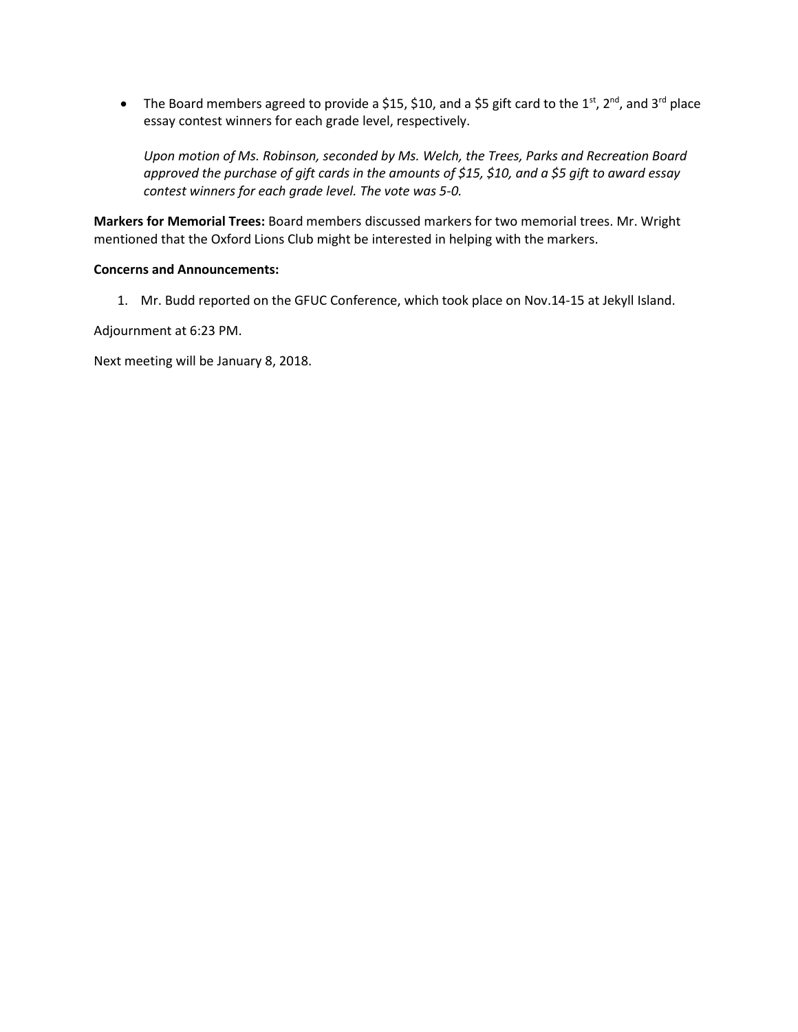- The Board members agreed to provide a \$15, \$10, and a \$5 gift card to the 1st, 2nd, and 3rd place essay contest winners for each grade level, respectively.

  *Upon motion of Ms. Robinson, seconded by Ms. Welch, the Trees, Parks and Recreation Board approved the purchase of gift cards in the amounts of \$15, \$10, and a \$5 gift to award essay contest winners for each grade level. The vote was 5-0.*

**Markers for Memorial Trees:** Board members discussed markers for two memorial trees. Mr. Wright mentioned that the Oxford Lions Club might be interested in helping with the markers.

**Concerns and Announcements:**

1. Mr. Budd reported on the GFUC Conference, which took place on Nov.14-15 at Jekyll Island.

Adjournment at 6:23 PM.

Next meeting will be January 8, 2018.